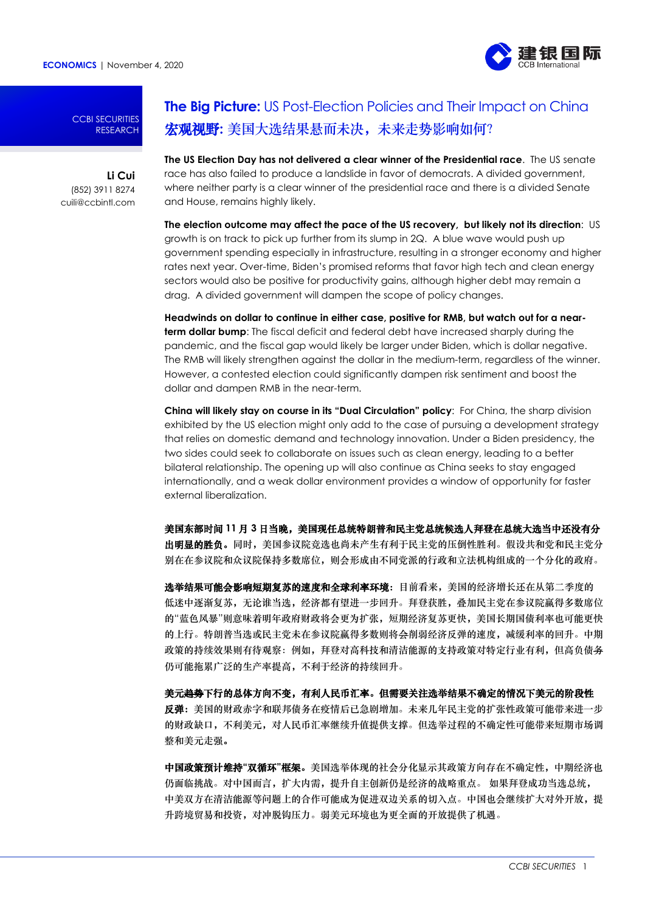**ECONOMICS** | November 4, 2020

CCBI SECURITIES RESEARCH

**Li Cui**
(852) 3911 8274
cuili@ccbintl.com

# **The Big Picture:** US Post-Election Policies and Their Impact on China

# **宏观视野:** 美国大选结果悬而未决，未来走势影响如何?

**The US Election Day has not delivered a clear winner of the Presidential race**. The US senate race has also failed to produce a landslide in favor of democrats. A divided government, where neither party is a clear winner of the presidential race and there is a divided Senate and House, remains highly likely.

**The election outcome may affect the pace of the US recovery, but likely not its direction**: US growth is on track to pick up further from its slump in 2Q. A blue wave would push up government spending especially in infrastructure, resulting in a stronger economy and higher rates next year. Over-time, Biden's promised reforms that favor high tech and clean energy sectors would also be positive for productivity gains, although higher debt may remain a drag. A divided government will dampen the scope of policy changes.

**Headwinds on dollar to continue in either case, positive for RMB, but watch out for a near-term dollar bump**: The fiscal deficit and federal debt have increased sharply during the pandemic, and the fiscal gap would likely be larger under Biden, which is dollar negative. The RMB will likely strengthen against the dollar in the medium-term, regardless of the winner. However, a contested election could significantly dampen risk sentiment and boost the dollar and dampen RMB in the near-term.

**China will likely stay on course in its "Dual Circulation" policy**: For China, the sharp division exhibited by the US election might only add to the case of pursuing a development strategy that relies on domestic demand and technology innovation. Under a Biden presidency, the two sides could seek to collaborate on issues such as clean energy, leading to a better bilateral relationship. The opening up will also continue as China seeks to stay engaged internationally, and a weak dollar environment provides a window of opportunity for faster external liberalization.

**美国东部时间 11 月 3 日当晚，美国现任总统特朗普和民主党总统候选人拜登在总统大选当中还没有分出明显的胜负。**同时，美国参议院竞选也尚未产生有利于民主党的压倒性胜利。假设共和党和民主党分别在在参议院和众议院保持多数席位，则会形成由不同党派的行政和立法机构组成的一个分化的政府。

**选举结果可能会影响短期复苏的速度和全球利率环境**：目前看来，美国的经济增长还在从第二季度的低迷中逐渐复苏，无论谁当选，经济都有望进一步回升。拜登获胜，叠加民主党在参议院赢得多数席位的"蓝色风暴"则意味着明年政府财政将会更为扩张，短期经济复苏更快，美国长期国债利率也可能更快的上行。特朗普当选或民主党未在参议院赢得多数则将会削弱经济反弹的速度，减缓利率的回升。中期政策的持续效果则有待观察：例如，拜登对高科技和清洁能源的支持政策对特定行业有利，但高负债务仍可能拖累广泛的生产率提高，不利于经济的持续回升。

**美元趋势下行的总体方向不变，有利人民币汇率。但需要关注选举结果不确定的情况下美元的阶段性反弹**：美国的财政赤字和联邦债务在疫情后已急剧增加。未来几年民主党的扩张性政策可能带来进一步的财政缺口，不利美元，对人民币汇率继续升值提供支撑。但选举过程的不确定性可能带来短期市场调整和美元走强。

**中国政策预计维持"双循环"框架。**美国选举体现的社会分化显示其政策方向存在不确定性，中期经济也仍面临挑战。对中国而言，扩大内需，提升自主创新仍是经济的战略重点。 如果拜登成功当选总统，中美双方在清洁能源等问题上的合作可能成为促进双边关系的切入点。中国也会继续扩大对外开放，提升跨境贸易和投资，对冲脱钩压力。弱美元环境也为更全面的开放提供了机遇。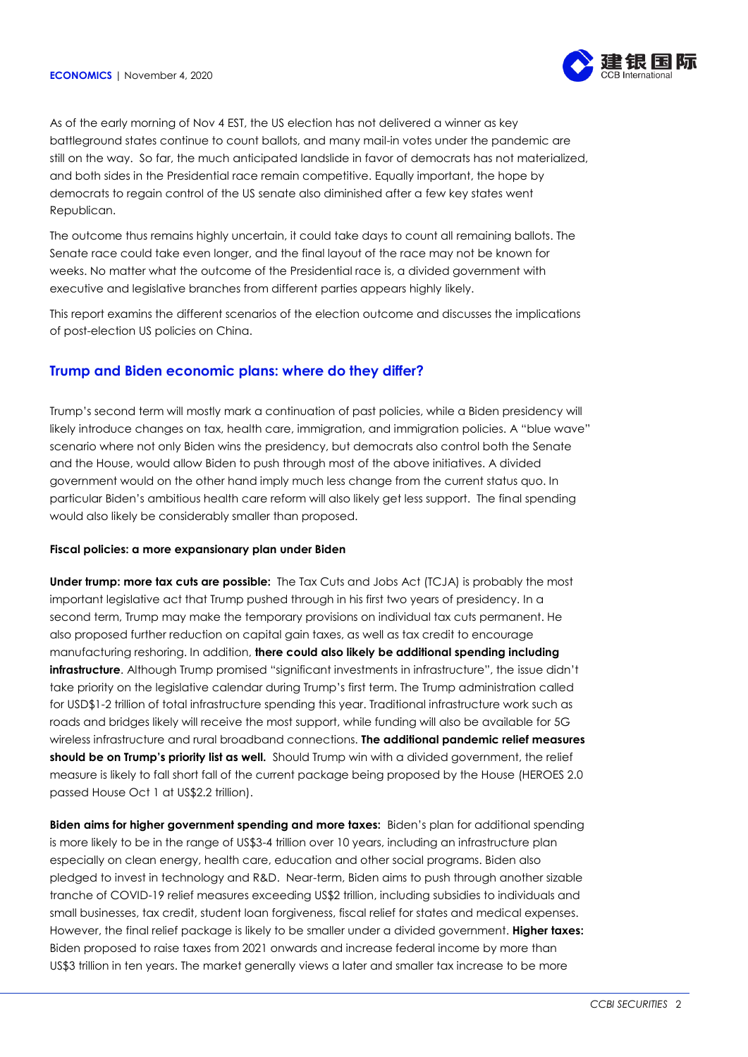As of the early morning of Nov 4 EST, the US election has not delivered a winner as key battleground states continue to count ballots, and many mail-in votes under the pandemic are still on the way. So far, the much anticipated landslide in favor of democrats has not materialized, and both sides in the Presidential race remain competitive. Equally important, the hope by democrats to regain control of the US senate also diminished after a few key states went Republican.

The outcome thus remains highly uncertain, it could take days to count all remaining ballots. The Senate race could take even longer, and the final layout of the race may not be known for weeks. No matter what the outcome of the Presidential race is, a divided government with executive and legislative branches from different parties appears highly likely.

This report examins the different scenarios of the election outcome and discusses the implications of post-election US policies on China.

## Trump and Biden economic plans: where do they differ?

Trump's second term will mostly mark a continuation of past policies, while a Biden presidency will likely introduce changes on tax, health care, immigration, and immigration policies. A "blue wave" scenario where not only Biden wins the presidency, but democrats also control both the Senate and the House, would allow Biden to push through most of the above initiatives. A divided government would on the other hand imply much less change from the current status quo. In particular Biden's ambitious health care reform will also likely get less support. The final spending would also likely be considerably smaller than proposed.

### Fiscal policies: a more expansionary plan under Biden

**Under trump: more tax cuts are possible:** The Tax Cuts and Jobs Act (TCJA) is probably the most important legislative act that Trump pushed through in his first two years of presidency. In a second term, Trump may make the temporary provisions on individual tax cuts permanent. He also proposed further reduction on capital gain taxes, as well as tax credit to encourage manufacturing reshoring. In addition, **there could also likely be additional spending including infrastructure**. Although Trump promised "significant investments in infrastructure", the issue didn't take priority on the legislative calendar during Trump's first term. The Trump administration called for USD$1-2 trillion of total infrastructure spending this year. Traditional infrastructure work such as roads and bridges likely will receive the most support, while funding will also be available for 5G wireless infrastructure and rural broadband connections. **The additional pandemic relief measures should be on Trump's priority list as well.** Should Trump win with a divided government, the relief measure is likely to fall short fall of the current package being proposed by the House (HEROES 2.0 passed House Oct 1 at US$2.2 trillion).

**Biden aims for higher government spending and more taxes:** Biden's plan for additional spending is more likely to be in the range of US$3-4 trillion over 10 years, including an infrastructure plan especially on clean energy, health care, education and other social programs. Biden also pledged to invest in technology and R&D. Near-term, Biden aims to push through another sizable tranche of COVID-19 relief measures exceeding US$2 trillion, including subsidies to individuals and small businesses, tax credit, student loan forgiveness, fiscal relief for states and medical expenses. However, the final relief package is likely to be smaller under a divided government. **Higher taxes:** Biden proposed to raise taxes from 2021 onwards and increase federal income by more than US$3 trillion in ten years. The market generally views a later and smaller tax increase to be more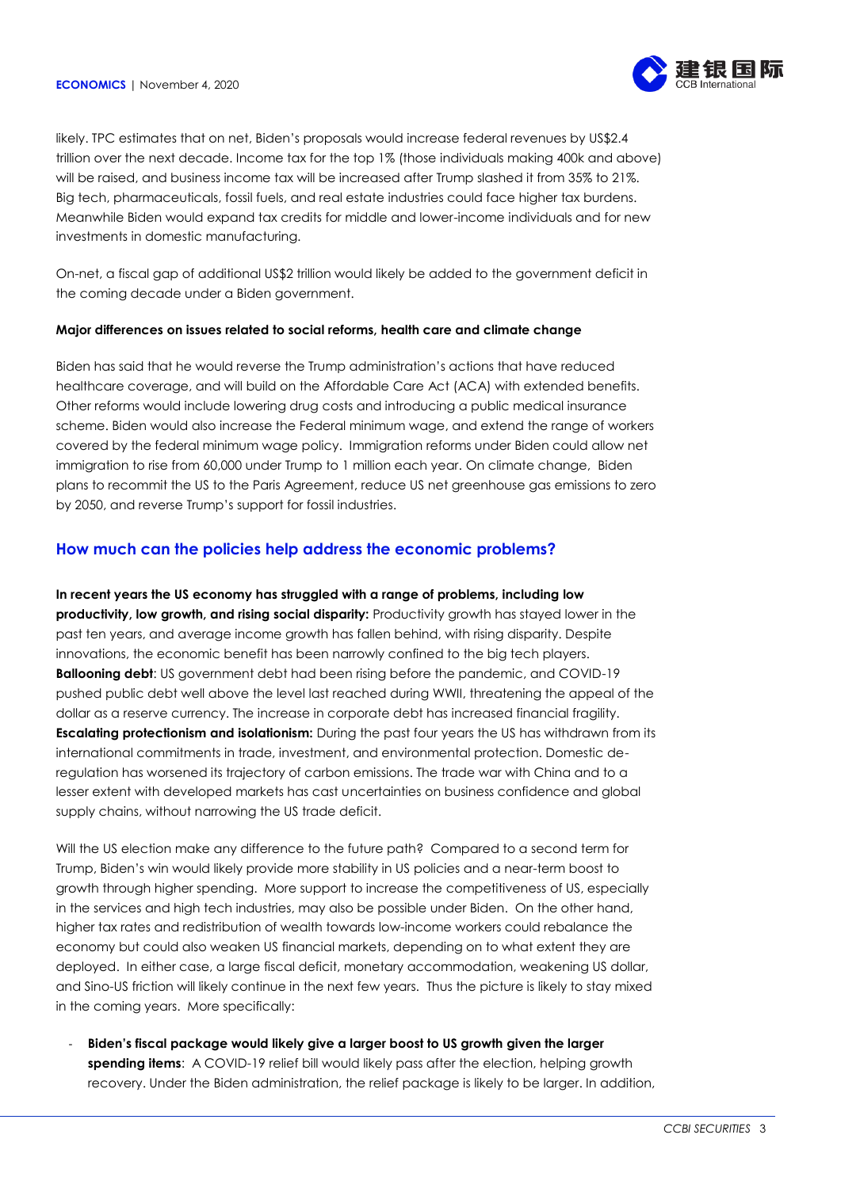likely. TPC estimates that on net, Biden's proposals would increase federal revenues by US$2.4 trillion over the next decade. Income tax for the top 1% (those individuals making 400k and above) will be raised, and business income tax will be increased after Trump slashed it from 35% to 21%. Big tech, pharmaceuticals, fossil fuels, and real estate industries could face higher tax burdens. Meanwhile Biden would expand tax credits for middle and lower-income individuals and for new investments in domestic manufacturing.

On-net, a fiscal gap of additional US$2 trillion would likely be added to the government deficit in the coming decade under a Biden government.

**Major differences on issues related to social reforms, health care and climate change**

Biden has said that he would reverse the Trump administration's actions that have reduced healthcare coverage, and will build on the Affordable Care Act (ACA) with extended benefits. Other reforms would include lowering drug costs and introducing a public medical insurance scheme. Biden would also increase the Federal minimum wage, and extend the range of workers covered by the federal minimum wage policy. Immigration reforms under Biden could allow net immigration to rise from 60,000 under Trump to 1 million each year. On climate change, Biden plans to recommit the US to the Paris Agreement, reduce US net greenhouse gas emissions to zero by 2050, and reverse Trump's support for fossil industries.

## How much can the policies help address the economic problems?

**In recent years the US economy has struggled with a range of problems, including low productivity, low growth, and rising social disparity:** Productivity growth has stayed lower in the past ten years, and average income growth has fallen behind, with rising disparity. Despite innovations, the economic benefit has been narrowly confined to the big tech players. **Ballooning debt**: US government debt had been rising before the pandemic, and COVID-19 pushed public debt well above the level last reached during WWII, threatening the appeal of the dollar as a reserve currency. The increase in corporate debt has increased financial fragility. **Escalating protectionism and isolationism:** During the past four years the US has withdrawn from its international commitments in trade, investment, and environmental protection. Domestic de-regulation has worsened its trajectory of carbon emissions. The trade war with China and to a lesser extent with developed markets has cast uncertainties on business confidence and global supply chains, without narrowing the US trade deficit.

Will the US election make any difference to the future path? Compared to a second term for Trump, Biden's win would likely provide more stability in US policies and a near-term boost to growth through higher spending. More support to increase the competitiveness of US, especially in the services and high tech industries, may also be possible under Biden. On the other hand, higher tax rates and redistribution of wealth towards low-income workers could rebalance the economy but could also weaken US financial markets, depending on to what extent they are deployed. In either case, a large fiscal deficit, monetary accommodation, weakening US dollar, and Sino-US friction will likely continue in the next few years. Thus the picture is likely to stay mixed in the coming years. More specifically:

- **Biden's fiscal package would likely give a larger boost to US growth given the larger spending items**: A COVID-19 relief bill would likely pass after the election, helping growth recovery. Under the Biden administration, the relief package is likely to be larger. In addition,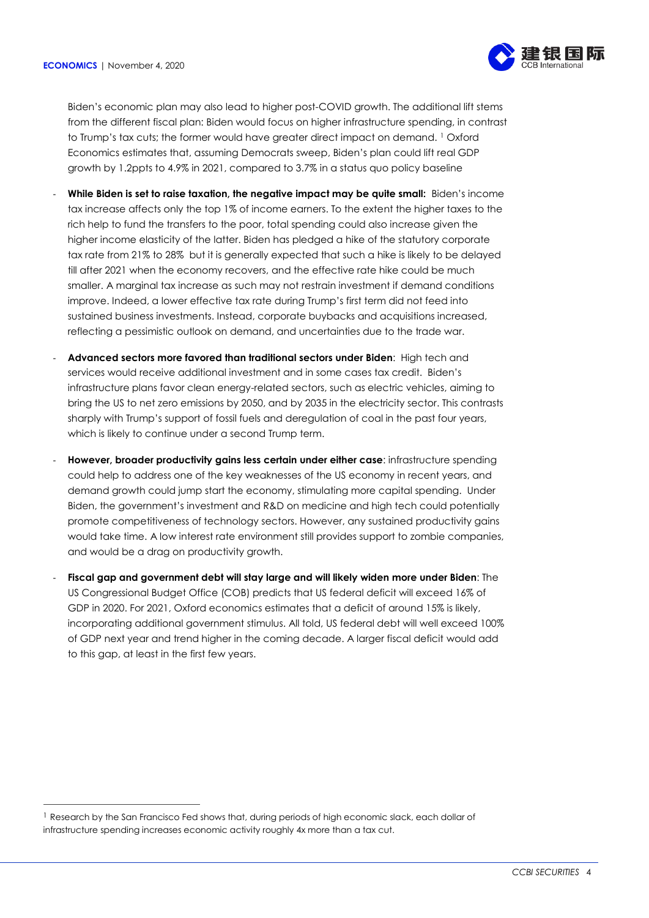Biden's economic plan may also lead to higher post-COVID growth. The additional lift stems from the different fiscal plan: Biden would focus on higher infrastructure spending, in contrast to Trump's tax cuts; the former would have greater direct impact on demand. [1] Oxford Economics estimates that, assuming Democrats sweep, Biden's plan could lift real GDP growth by 1.2ppts to 4.9% in 2021, compared to 3.7% in a status quo policy baseline

- **While Biden is set to raise taxation, the negative impact may be quite small:** Biden's income tax increase affects only the top 1% of income earners. To the extent the higher taxes to the rich help to fund the transfers to the poor, total spending could also increase given the higher income elasticity of the latter. Biden has pledged a hike of the statutory corporate tax rate from 21% to 28% but it is generally expected that such a hike is likely to be delayed till after 2021 when the economy recovers, and the effective rate hike could be much smaller. A marginal tax increase as such may not restrain investment if demand conditions improve. Indeed, a lower effective tax rate during Trump's first term did not feed into sustained business investments. Instead, corporate buybacks and acquisitions increased, reflecting a pessimistic outlook on demand, and uncertainties due to the trade war.
- **Advanced sectors more favored than traditional sectors under Biden**: High tech and services would receive additional investment and in some cases tax credit. Biden's infrastructure plans favor clean energy-related sectors, such as electric vehicles, aiming to bring the US to net zero emissions by 2050, and by 2035 in the electricity sector. This contrasts sharply with Trump's support of fossil fuels and deregulation of coal in the past four years, which is likely to continue under a second Trump term.
- **However, broader productivity gains less certain under either case**: infrastructure spending could help to address one of the key weaknesses of the US economy in recent years, and demand growth could jump start the economy, stimulating more capital spending. Under Biden, the government's investment and R&D on medicine and high tech could potentially promote competitiveness of technology sectors. However, any sustained productivity gains would take time. A low interest rate environment still provides support to zombie companies, and would be a drag on productivity growth.
- **Fiscal gap and government debt will stay large and will likely widen more under Biden**: The US Congressional Budget Office (COB) predicts that US federal deficit will exceed 16% of GDP in 2020. For 2021, Oxford economics estimates that a deficit of around 15% is likely, incorporating additional government stimulus. All told, US federal debt will well exceed 100% of GDP next year and trend higher in the coming decade. A larger fiscal deficit would add to this gap, at least in the first few years.

---

[1] Research by the San Francisco Fed shows that, during periods of high economic slack, each dollar of infrastructure spending increases economic activity roughly 4x more than a tax cut.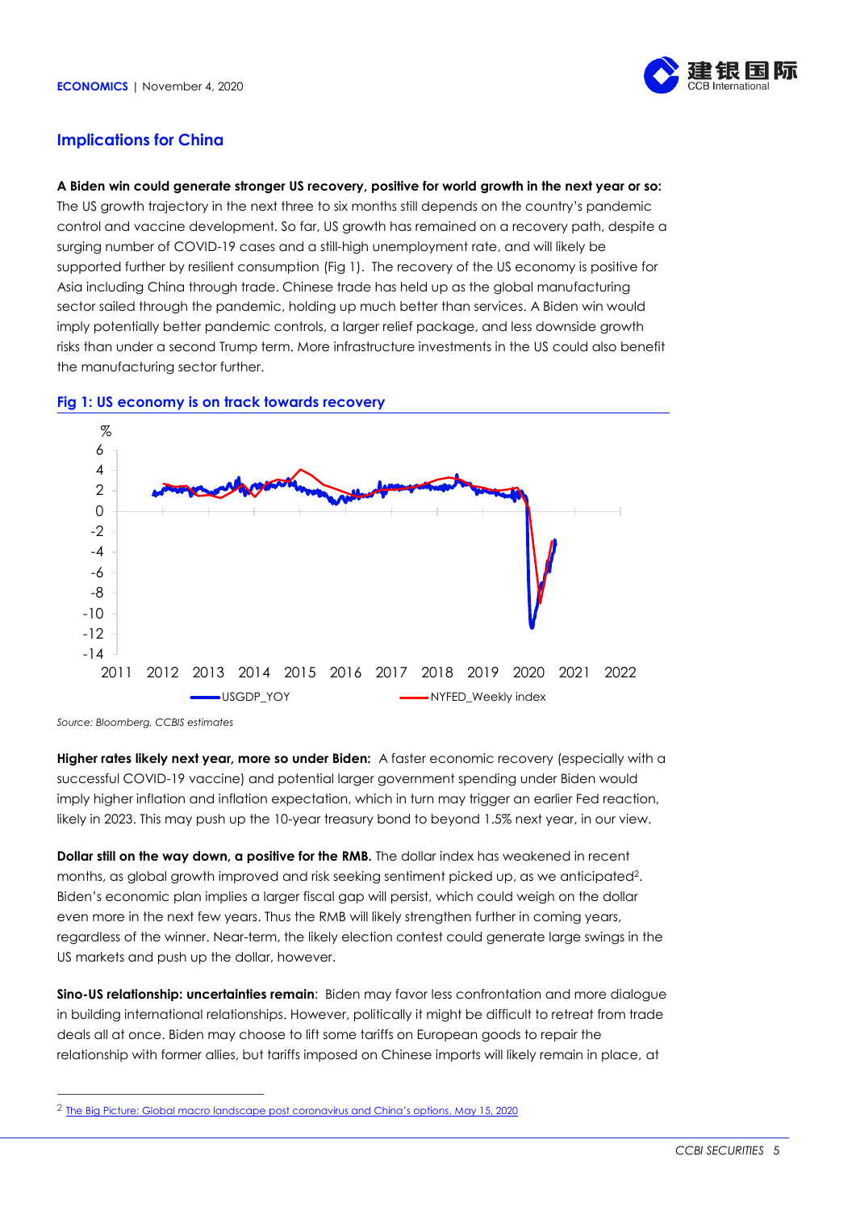## Implications for China

**A Biden win could generate stronger US recovery, positive for world growth in the next year or so:** The US growth trajectory in the next three to six months still depends on the country's pandemic control and vaccine development. So far, US growth has remained on a recovery path, despite a surging number of COVID-19 cases and a still-high unemployment rate, and will likely be supported further by resilient consumption (Fig 1). The recovery of the US economy is positive for Asia including China through trade. Chinese trade has held up as the global manufacturing sector sailed through the pandemic, holding up much better than services. A Biden win would imply potentially better pandemic controls, a larger relief package, and less downside growth risks than under a second Trump term. More infrastructure investments in the US could also benefit the manufacturing sector further.

**Fig 1: US economy is on track towards recovery**

*Source: Bloomberg, CCBIS estimates*

**Higher rates likely next year, more so under Biden:** A faster economic recovery (especially with a successful COVID-19 vaccine) and potential larger government spending under Biden would imply higher inflation and inflation expectation, which in turn may trigger an earlier Fed reaction, likely in 2023. This may push up the 10-year treasury bond to beyond 1.5% next year, in our view.

**Dollar still on the way down, a positive for the RMB.** The dollar index has weakened in recent months, as global growth improved and risk seeking sentiment picked up, as we anticipated[2]. Biden's economic plan implies a larger fiscal gap will persist, which could weigh on the dollar even more in the next few years. Thus the RMB will likely strengthen further in coming years, regardless of the winner. Near-term, the likely election contest could generate large swings in the US markets and push up the dollar, however.

**Sino-US relationship: uncertainties remain**: Biden may favor less confrontation and more dialogue in building international relationships. However, politically it might be difficult to retreat from trade deals all at once. Biden may choose to lift some tariffs on European goods to repair the relationship with former allies, but tariffs imposed on Chinese imports will likely remain in place, at

[2] The Big Picture: Global macro landscape post coronavirus and China's options, May 15, 2020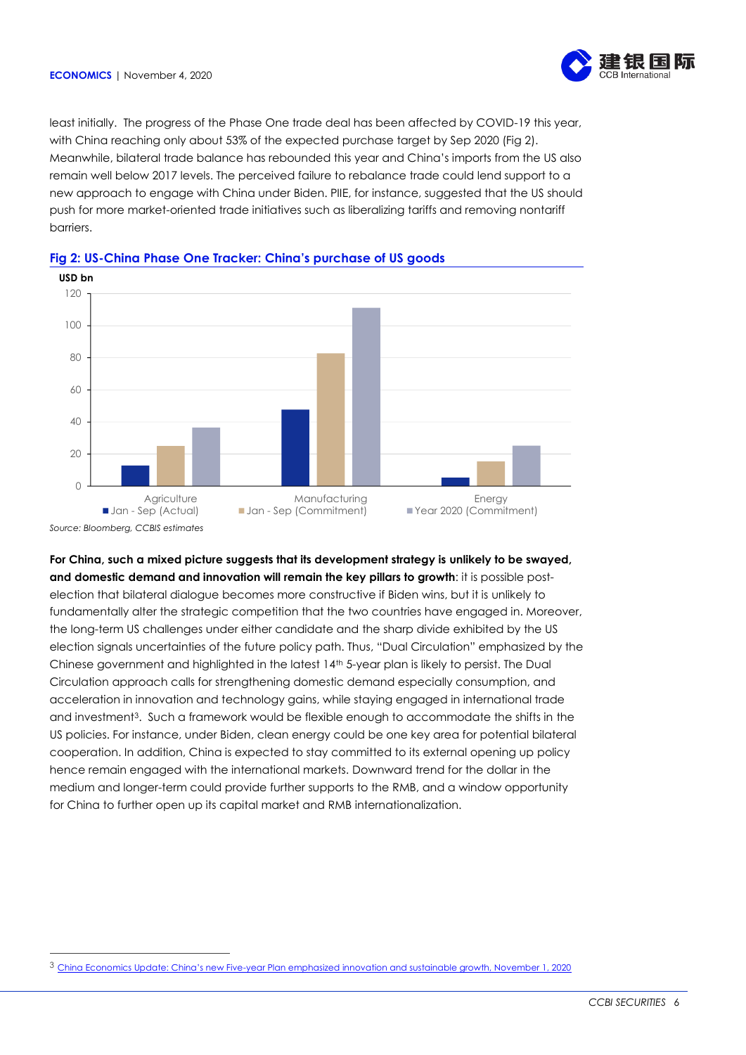least initially. The progress of the Phase One trade deal has been affected by COVID-19 this year, with China reaching only about 53% of the expected purchase target by Sep 2020 (Fig 2). Meanwhile, bilateral trade balance has rebounded this year and China's imports from the US also remain well below 2017 levels. The perceived failure to rebalance trade could lend support to a new approach to engage with China under Biden. PIIE, for instance, suggested that the US should push for more market-oriented trade initiatives such as liberalizing tariffs and removing nontariff barriers.

**Fig 2: US-China Phase One Tracker: China's purchase of US goods**

USD bn

| | Jan - Sep (Actual) | Jan - Sep (Commitment) | Year 2020 (Commitment) |
|---|---|---|---|
| Agriculture | ~13 | ~25 | ~36 |
| Manufacturing | ~47 | ~83 | ~111 |
| Energy | ~5 | ~15 | ~25 |

*Source: Bloomberg, CCBIS estimates*

**For China, such a mixed picture suggests that its development strategy is unlikely to be swayed, and domestic demand and innovation will remain the key pillars to growth**: it is possible post-election that bilateral dialogue becomes more constructive if Biden wins, but it is unlikely to fundamentally alter the strategic competition that the two countries have engaged in. Moreover, the long-term US challenges under either candidate and the sharp divide exhibited by the US election signals uncertainties of the future policy path. Thus, "Dual Circulation" emphasized by the Chinese government and highlighted in the latest 14th 5-year plan is likely to persist. The Dual Circulation approach calls for strengthening domestic demand especially consumption, and acceleration in innovation and technology gains, while staying engaged in international trade and investment[3]. Such a framework would be flexible enough to accommodate the shifts in the US policies. For instance, under Biden, clean energy could be one key area for potential bilateral cooperation. In addition, China is expected to stay committed to its external opening up policy hence remain engaged with the international markets. Downward trend for the dollar in the medium and longer-term could provide further supports to the RMB, and a window opportunity for China to further open up its capital market and RMB internationalization.

---

[3] China Economics Update: China's new Five-year Plan emphasized innovation and sustainable growth, November 1, 2020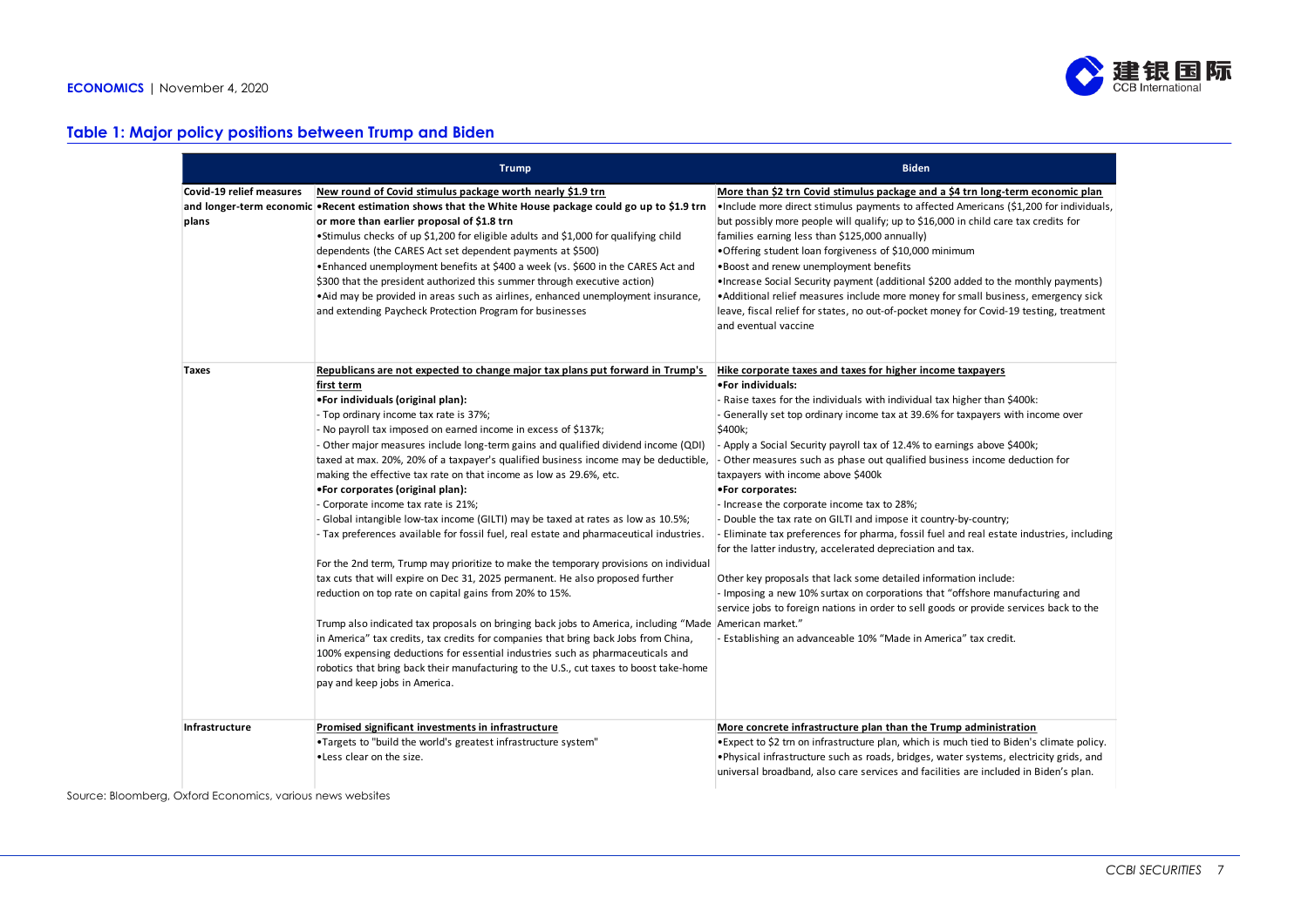## Table 1: Major policy positions between Trump and Biden

| | Trump | Biden |
|---|---|---|
| Covid-19 relief measures and longer-term economic plans | <u>New round of Covid stimulus package worth nearly $1.9 trn</u><br>**•Recent estimation shows that the White House package could go up to $1.9 trn or more than earlier proposal of $1.8 trn**<br>•Stimulus checks of up $1,200 for eligible adults and $1,000 for qualifying child dependents (the CARES Act set dependent payments at $500)<br>•Enhanced unemployment benefits at $400 a week (vs. $600 in the CARES Act and $300 that the president authorized this summer through executive action)<br>•Aid may be provided in areas such as airlines, enhanced unemployment insurance, and extending Paycheck Protection Program for businesses | <u>More than $2 trn Covid stimulus package and a $4 trn long-term economic plan</u><br>•Include more direct stimulus payments to affected Americans ($1,200 for individuals, but possibly more people will qualify; up to $16,000 in child care tax credits for families earning less than $125,000 annually)<br>•Offering student loan forgiveness of $10,000 minimum<br>•Boost and renew unemployment benefits<br>•Increase Social Security payment (additional $200 added to the monthly payments)<br>•Additional relief measures include more money for small business, emergency sick leave, fiscal relief for states, no out-of-pocket money for Covid-19 testing, treatment and eventual vaccine |
| Taxes | <u>Republicans are not expected to change major tax plans put forward in Trump's first term</u><br>**•For individuals (original plan):**<br>- Top ordinary income tax rate is 37%;<br>- No payroll tax imposed on earned income in excess of $137k;<br>- Other major measures include long-term gains and qualified dividend income (QDI) taxed at max. 20%, 20% of a taxpayer's qualified business income may be deductible, making the effective tax rate on that income as low as 29.6%, etc.<br>**•For corporates (original plan):**<br>- Corporate income tax rate is 21%;<br>- Global intangible low-tax income (GILTI) may be taxed at rates as low as 10.5%;<br>- Tax preferences available for fossil fuel, real estate and pharmaceutical industries.<br><br>For the 2nd term, Trump may prioritize to make the temporary provisions on individual tax cuts that will expire on Dec 31, 2025 permanent. He also proposed further reduction on top rate on capital gains from 20% to 15%.<br><br>Trump also indicated tax proposals on bringing back jobs to America, including "Made in America" tax credits, tax credits for companies that bring back Jobs from China, 100% expensing deductions for essential industries such as pharmaceuticals and robotics that bring back their manufacturing to the U.S., cut taxes to boost take-home pay and keep jobs in America. | <u>Hike corporate taxes and taxes for higher income taxpayers</u><br>**•For individuals:**<br>- Raise taxes for the individuals with individual tax higher than $400k:<br>- Generally set top ordinary income tax at 39.6% for taxpayers with income over $400k;<br>- Apply a Social Security payroll tax of 12.4% to earnings above $400k;<br>- Other measures such as phase out qualified business income deduction for taxpayers with income above $400k<br>**•For corporates:**<br>- Increase the corporate income tax to 28%;<br>- Double the tax rate on GILTI and impose it country-by-country;<br>- Eliminate tax preferences for pharma, fossil fuel and real estate industries, including for the latter industry, accelerated depreciation and tax.<br><br>Other key proposals that lack some detailed information include:<br>- Imposing a new 10% surtax on corporations that "offshore manufacturing and service jobs to foreign nations in order to sell goods or provide services back to the American market."<br>- Establishing an advanceable 10% "Made in America" tax credit. |
| Infrastructure | <u>Promised significant investments in infrastructure</u><br>•Targets to "build the world's greatest infrastructure system"<br>•Less clear on the size. | <u>More concrete infrastructure plan than the Trump administration</u><br>•Expect to $2 trn on infrastructure plan, which is much tied to Biden's climate policy.<br>•Physical infrastructure such as roads, bridges, water systems, electricity grids, and universal broadband, also care services and facilities are included in Biden's plan. |

Source: Bloomberg, Oxford Economics, various news websites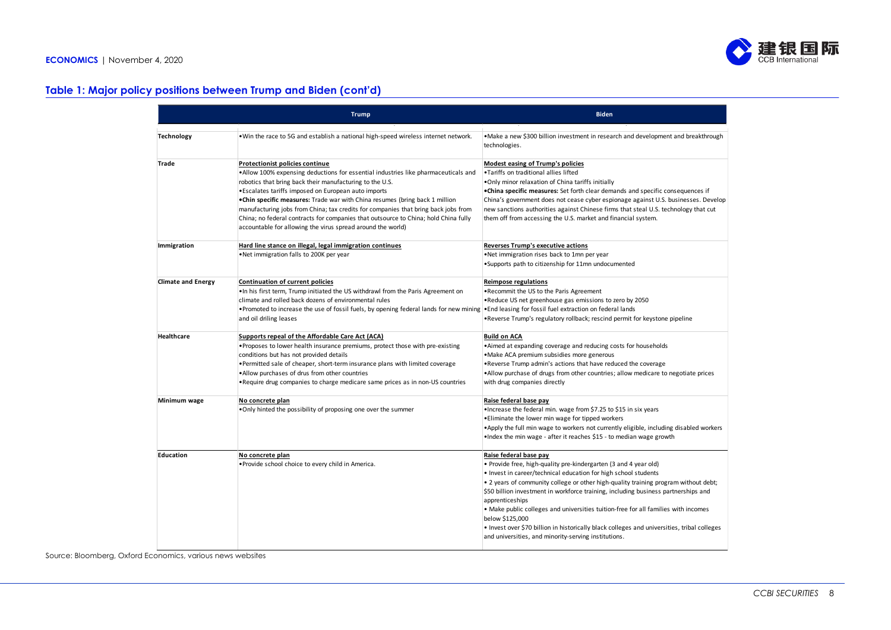## Table 1: Major policy positions between Trump and Biden (cont'd)

| | Trump | Biden |
|---|---|---|
| **Technology** | •Win the race to 5G and establish a national high-speed wireless internet network. | •Make a new $300 billion investment in research and development and breakthrough technologies. |
| **Trade** | <u>Protectionist policies continue</u><br>•Allow 100% expensing deductions for essential industries like pharmaceuticals and robotics that bring back their manufacturing to the U.S.<br>•Escalates tariffs imposed on European auto imports<br>•**Chin specific measures:** Trade war with China resumes (bring back 1 million manufacturing jobs from China; tax credits for companies that bring back jobs from China; no federal contracts for companies that outsource to China; hold China fully accountable for allowing the virus spread around the world) | <u>Modest easing of Trump's policies</u><br>•Tariffs on traditional allies lifted<br>•Only minor relaxation of China tariffs initially<br>•**China specific measures:** Set forth clear demands and specific consequences if China's government does not cease cyber espionage against U.S. businesses. Develop new sanctions authorities against Chinese firms that steal U.S. technology that cut them off from accessing the U.S. market and financial system. |
| **Immigration** | <u>Hard line stance on illegal, legal immigration continues</u><br>•Net immigration falls to 200K per year | <u>Reverses Trump's executive actions</u><br>•Net immigration rises back to 1mn per year<br>•Supports path to citizenship for 11mn undocumented |
| **Climate and Energy** | <u>Continuation of current policies</u><br>•In his first term, Trump initiated the US withdrawl from the Paris Agreement on climate and rolled back dozens of environmental rules<br>•Promoted to increase the use of fossil fuels, by opening federal lands for new mining and oil driling leases | <u>Reimpose regulations</u><br>•Recommit the US to the Paris Agreement<br>•Reduce US net greenhouse gas emissions to zero by 2050<br>•End leasing for fossil fuel extraction on federal lands<br>•Reverse Trump's regulatory rollback; rescind permit for keystone pipeline |
| **Healthcare** | <u>Supports repeal of the Affordable Care Act (ACA)</u><br>•Proposes to lower health insurance premiums, protect those with pre-existing conditions but has not provided details<br>•Permitted sale of cheaper, short-term insurance plans with limited coverage<br>•Allow purchases of drus from other countries<br>•Require drug companies to charge medicare same prices as in non-US countries | <u>Build on ACA</u><br>•Aimed at expanding coverage and reducing costs for households<br>•Make ACA premium subsidies more generous<br>•Reverse Trump admin's actions that have reduced the coverage<br>•Allow purchase of drugs from other countries; allow medicare to negotiate prices with drug companies directly |
| **Minimum wage** | <u>No concrete plan</u><br>•Only hinted the possibility of proposing one over the summer | <u>Raise federal base pay</u><br>•Increase the federal min. wage from $7.25 to $15 in six years<br>•Eliminate the lower min wage for tipped workers<br>•Apply the full min wage to workers not currently eligible, including disabled workers<br>•Index the min wage - after it reaches $15 - to median wage growth |
| **Education** | <u>No concrete plan</u><br>•Provide school choice to every child in America. | <u>Raise federal base pay</u><br>• Provide free, high-quality pre-kindergarten (3 and 4 year old)<br>• Invest in career/technical education for high school students<br>• 2 years of community college or other high-quality training program without debt; $50 billion investment in workforce training, including business partnerships and apprenticeships<br>• Make public colleges and universities tuition-free for all families with incomes below $125,000<br>• Invest over $70 billion in historically black colleges and universities, tribal colleges and universities, and minority-serving institutions. |

Source: Bloomberg, Oxford Economics, various news websites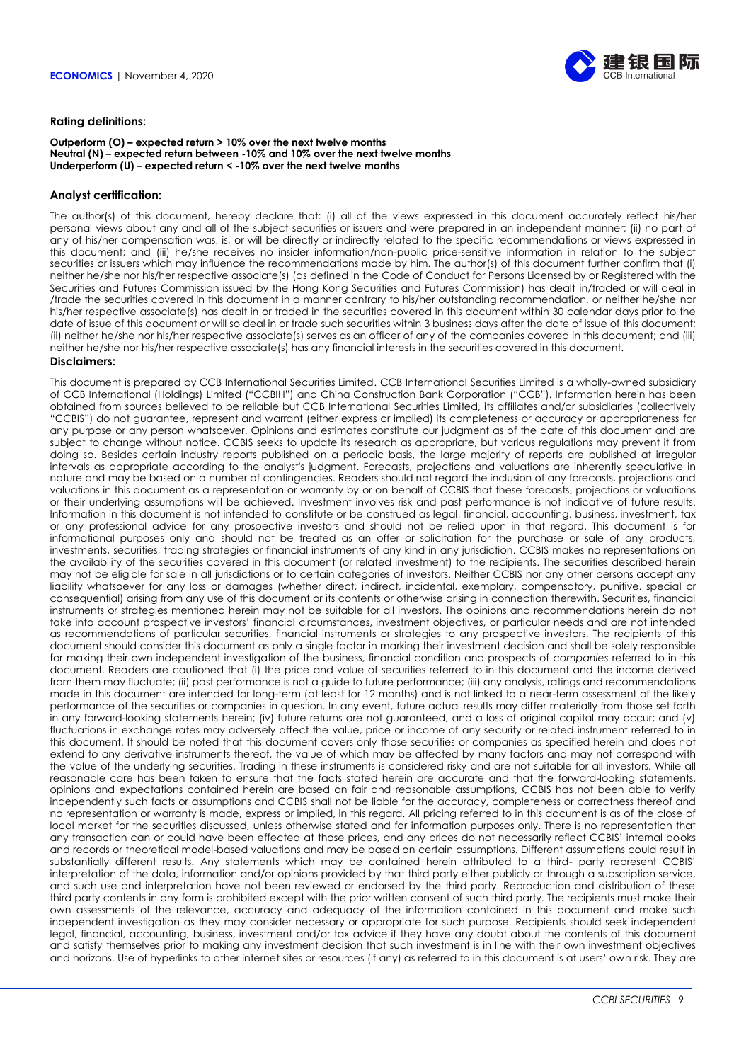**Rating definitions:**

**Outperform (O) – expected return > 10% over the next twelve months**
**Neutral (N) – expected return between -10% and 10% over the next twelve months**
**Underperform (U) – expected return < -10% over the next twelve months**

**Analyst certification:**

The author(s) of this document, hereby declare that: (i) all of the views expressed in this document accurately reflect his/her personal views about any and all of the subject securities or issuers and were prepared in an independent manner; (ii) no part of any of his/her compensation was, is, or will be directly or indirectly related to the specific recommendations or views expressed in this document; and (iii) he/she receives no insider information/non-public price-sensitive information in relation to the subject securities or issuers which may influence the recommendations made by him. The author(s) of this document further confirm that (i) neither he/she nor his/her respective associate(s) (as defined in the Code of Conduct for Persons Licensed by or Registered with the Securities and Futures Commission issued by the Hong Kong Securities and Futures Commission) has dealt in/traded or will deal in /trade the securities covered in this document in a manner contrary to his/her outstanding recommendation, or neither he/she nor his/her respective associate(s) has dealt in or traded in the securities covered in this document within 30 calendar days prior to the date of issue of this document or will so deal in or trade such securities within 3 business days after the date of issue of this document; (ii) neither he/she nor his/her respective associate(s) serves as an officer of any of the companies covered in this document; and (iii) neither he/she nor his/her respective associate(s) has any financial interests in the securities covered in this document.

**Disclaimers:**

This document is prepared by CCB International Securities Limited. CCB International Securities Limited is a wholly-owned subsidiary of CCB International (Holdings) Limited ("CCBIH") and China Construction Bank Corporation ("CCB"). Information herein has been obtained from sources believed to be reliable but CCB International Securities Limited, its affiliates and/or subsidiaries (collectively "CCBIS") do not guarantee, represent and warrant (either express or implied) its completeness or accuracy or appropriateness for any purpose or any person whatsoever. Opinions and estimates constitute our judgment as of the date of this document and are subject to change without notice. CCBIS seeks to update its research as appropriate, but various regulations may prevent it from doing so. Besides certain industry reports published on a periodic basis, the large majority of reports are published at irregular intervals as appropriate according to the analyst's judgment. Forecasts, projections and valuations are inherently speculative in nature and may be based on a number of contingencies. Readers should not regard the inclusion of any forecasts, projections and valuations in this document as a representation or warranty by or on behalf of CCBIS that these forecasts, projections or valuations or their underlying assumptions will be achieved. Investment involves risk and past performance is not indicative of future results. Information in this document is not intended to constitute or be construed as legal, financial, accounting, business, investment, tax or any professional advice for any prospective investors and should not be relied upon in that regard. This document is for informational purposes only and should not be treated as an offer or solicitation for the purchase or sale of any products, investments, securities, trading strategies or financial instruments of any kind in any jurisdiction. CCBIS makes no representations on the availability of the securities covered in this document (or related investment) to the recipients. The securities described herein may not be eligible for sale in all jurisdictions or to certain categories of investors. Neither CCBIS nor any other persons accept any liability whatsoever for any loss or damages (whether direct, indirect, incidental, exemplary, compensatory, punitive, special or consequential) arising from any use of this document or its contents or otherwise arising in connection therewith. Securities, financial instruments or strategies mentioned herein may not be suitable for all investors. The opinions and recommendations herein do not take into account prospective investors' financial circumstances, investment objectives, or particular needs and are not intended as recommendations of particular securities, financial instruments or strategies to any prospective investors. The recipients of this document should consider this document as only a single factor in marking their investment decision and shall be solely responsible for making their own independent investigation of the business, financial condition and prospects of *companies* referred to in this document. Readers are cautioned that (i) the price and value of securities referred to in this document and the income derived from them may fluctuate; (ii) past performance is not a guide to future performance; (iii) any analysis, ratings and recommendations made in this document are intended for long-term (at least for 12 months) and is not linked to a near-term assessment of the likely performance of the securities or companies in question. In any event, future actual results may differ materially from those set forth in any forward-looking statements herein; (iv) future returns are not guaranteed, and a loss of original capital may occur; and (v) fluctuations in exchange rates may adversely affect the value, price or income of any security or related instrument referred to in this document. It should be noted that this document covers only those securities or companies as specified herein and does not extend to any derivative instruments thereof, the value of which may be affected by many factors and may not correspond with the value of the underlying securities. Trading in these instruments is considered risky and are not suitable for all investors. While all reasonable care has been taken to ensure that the facts stated herein are accurate and that the forward-looking statements, opinions and expectations contained herein are based on fair and reasonable assumptions, CCBIS has not been able to verify independently such facts or assumptions and CCBIS shall not be liable for the accuracy, completeness or correctness thereof and no representation or warranty is made, express or implied, in this regard. All pricing referred to in this document is as of the close of local market for the securities discussed, unless otherwise stated and for information purposes only. There is no representation that any transaction can or could have been effected at those prices, and any prices do not necessarily reflect CCBIS' internal books and records or theoretical model-based valuations and may be based on certain assumptions. Different assumptions could result in substantially different results. Any statements which may be contained herein attributed to a third- party represent CCBIS' interpretation of the data, information and/or opinions provided by that third party either publicly or through a subscription service, and such use and interpretation have not been reviewed or endorsed by the third party. Reproduction and distribution of these third party contents in any form is prohibited except with the prior written consent of such third party. The recipients must make their own assessments of the relevance, accuracy and adequacy of the information contained in this document and make such independent investigation as they may consider necessary or appropriate for such purpose. Recipients should seek independent legal, financial, accounting, business, investment and/or tax advice if they have any doubt about the contents of this document and satisfy themselves prior to making any investment decision that such investment is in line with their own investment objectives and horizons. Use of hyperlinks to other internet sites or resources (if any) as referred to in this document is at users' own risk. They are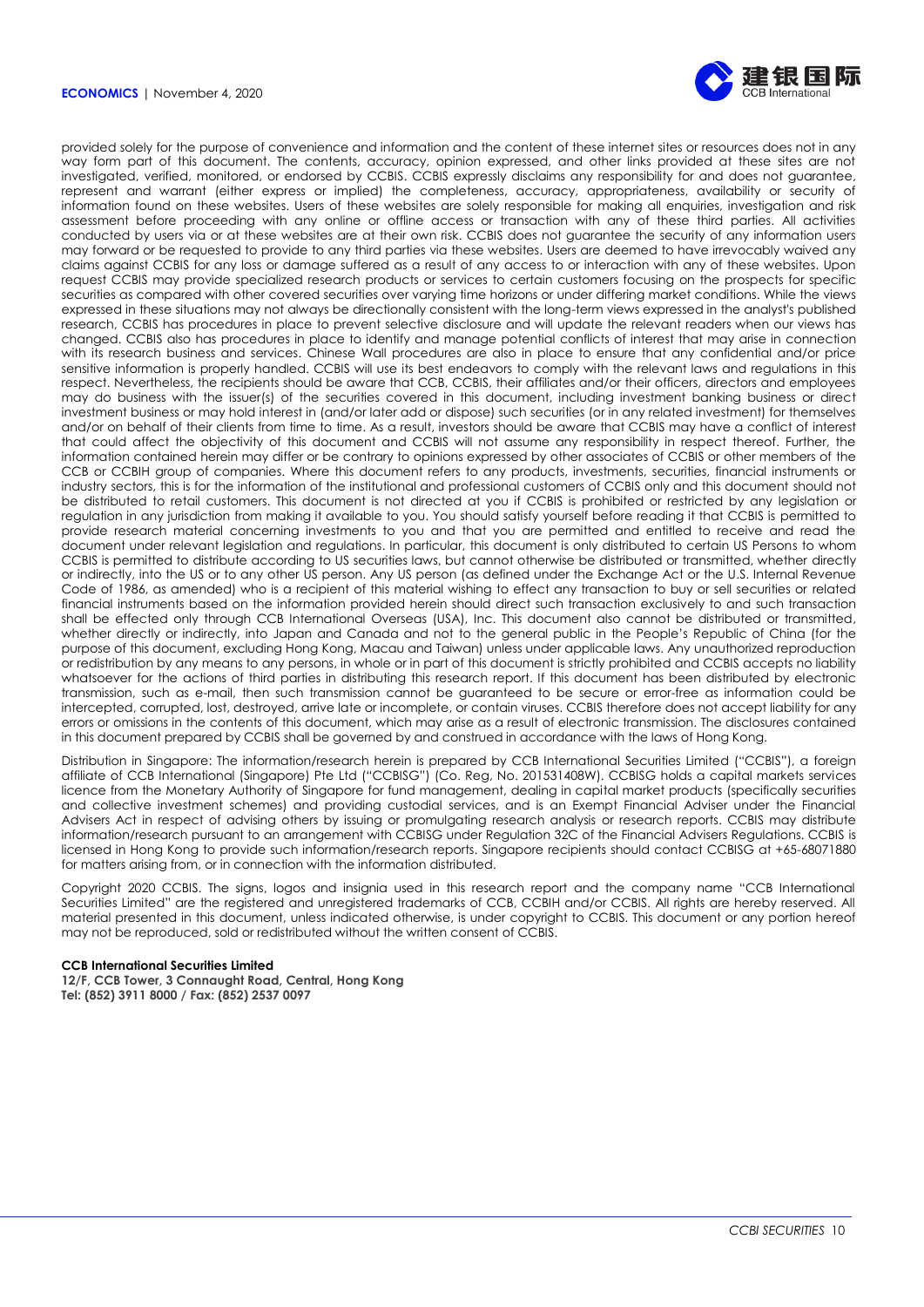provided solely for the purpose of convenience and information and the content of these internet sites or resources does not in any way form part of this document. The contents, accuracy, opinion expressed, and other links provided at these sites are not investigated, verified, monitored, or endorsed by CCBIS. CCBIS expressly disclaims any responsibility for and does not guarantee, represent and warrant (either express or implied) the completeness, accuracy, appropriateness, availability or security of information found on these websites. Users of these websites are solely responsible for making all enquiries, investigation and risk assessment before proceeding with any online or offline access or transaction with any of these third parties. All activities conducted by users via or at these websites are at their own risk. CCBIS does not guarantee the security of any information users may forward or be requested to provide to any third parties via these websites. Users are deemed to have irrevocably waived any claims against CCBIS for any loss or damage suffered as a result of any access to or interaction with any of these websites. Upon request CCBIS may provide specialized research products or services to certain customers focusing on the prospects for specific securities as compared with other covered securities over varying time horizons or under differing market conditions. While the views expressed in these situations may not always be directionally consistent with the long-term views expressed in the analyst's published research, CCBIS has procedures in place to prevent selective disclosure and will update the relevant readers when our views has changed. CCBIS also has procedures in place to identify and manage potential conflicts of interest that may arise in connection with its research business and services. Chinese Wall procedures are also in place to ensure that any confidential and/or price sensitive information is properly handled. CCBIS will use its best endeavors to comply with the relevant laws and regulations in this respect. Nevertheless, the recipients should be aware that CCB, CCBIS, their affiliates and/or their officers, directors and employees may do business with the issuer(s) of the securities covered in this document, including investment banking business or direct investment business or may hold interest in (and/or later add or dispose) such securities (or in any related investment) for themselves and/or on behalf of their clients from time to time. As a result, investors should be aware that CCBIS may have a conflict of interest that could affect the objectivity of this document and CCBIS will not assume any responsibility in respect thereof. Further, the information contained herein may differ or be contrary to opinions expressed by other associates of CCBIS or other members of the CCB or CCBIH group of companies. Where this document refers to any products, investments, securities, financial instruments or industry sectors, this is for the information of the institutional and professional customers of CCBIS only and this document should not be distributed to retail customers. This document is not directed at you if CCBIS is prohibited or restricted by any legislation or regulation in any jurisdiction from making it available to you. You should satisfy yourself before reading it that CCBIS is permitted to provide research material concerning investments to you and that you are permitted and entitled to receive and read the document under relevant legislation and regulations. In particular, this document is only distributed to certain US Persons to whom CCBIS is permitted to distribute according to US securities laws, but cannot otherwise be distributed or transmitted, whether directly or indirectly, into the US or to any other US person. Any US person (as defined under the Exchange Act or the U.S. Internal Revenue Code of 1986, as amended) who is a recipient of this material wishing to effect any transaction to buy or sell securities or related financial instruments based on the information provided herein should direct such transaction exclusively to and such transaction shall be effected only through CCB International Overseas (USA), Inc. This document also cannot be distributed or transmitted, whether directly or indirectly, into Japan and Canada and not to the general public in the People's Republic of China (for the purpose of this document, excluding Hong Kong, Macau and Taiwan) unless under applicable laws. Any unauthorized reproduction or redistribution by any means to any persons, in whole or in part of this document is strictly prohibited and CCBIS accepts no liability whatsoever for the actions of third parties in distributing this research report. If this document has been distributed by electronic transmission, such as e-mail, then such transmission cannot be guaranteed to be secure or error-free as information could be intercepted, corrupted, lost, destroyed, arrive late or incomplete, or contain viruses. CCBIS therefore does not accept liability for any errors or omissions in the contents of this document, which may arise as a result of electronic transmission. The disclosures contained in this document prepared by CCBIS shall be governed by and construed in accordance with the laws of Hong Kong.

Distribution in Singapore: The information/research herein is prepared by CCB International Securities Limited ("CCBIS"), a foreign affiliate of CCB International (Singapore) Pte Ltd ("CCBISG") (Co. Reg, No. 201531408W). CCBISG holds a capital markets services licence from the Monetary Authority of Singapore for fund management, dealing in capital market products (specifically securities and collective investment schemes) and providing custodial services, and is an Exempt Financial Adviser under the Financial Advisers Act in respect of advising others by issuing or promulgating research analysis or research reports. CCBIS may distribute information/research pursuant to an arrangement with CCBISG under Regulation 32C of the Financial Advisers Regulations. CCBIS is licensed in Hong Kong to provide such information/research reports. Singapore recipients should contact CCBISG at +65-68071880 for matters arising from, or in connection with the information distributed.

Copyright 2020 CCBIS. The signs, logos and insignia used in this research report and the company name "CCB International Securities Limited" are the registered and unregistered trademarks of CCB, CCBIH and/or CCBIS. All rights are hereby reserved. All material presented in this document, unless indicated otherwise, is under copyright to CCBIS. This document or any portion hereof may not be reproduced, sold or redistributed without the written consent of CCBIS.

**CCB International Securities Limited**
**12/F, CCB Tower, 3 Connaught Road, Central, Hong Kong**
**Tel: (852) 3911 8000 / Fax: (852) 2537 0097**